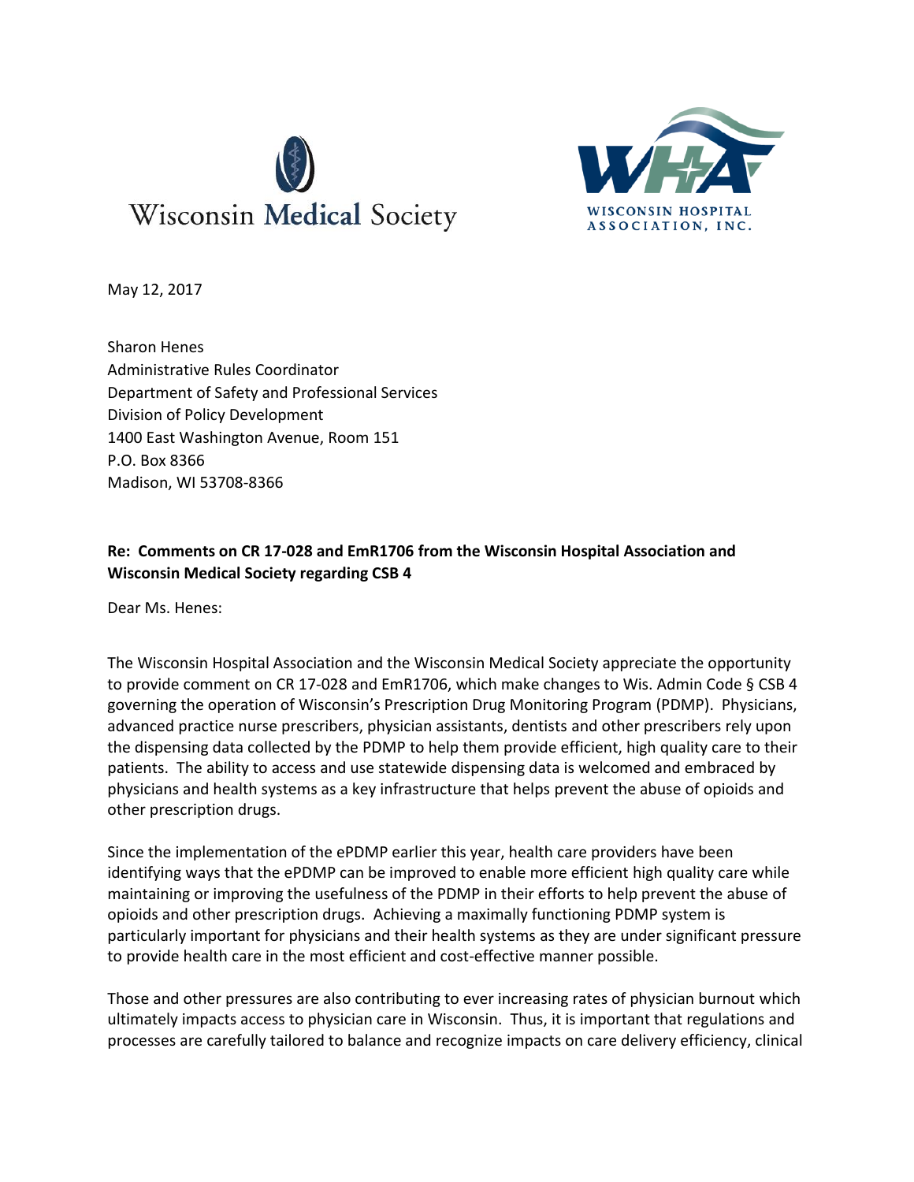Wisconsin Medical Society

WISCONSIN HOSPITAL ASSOCIATION, INC.

May 12, 2017

Sharon Henes  
Administrative Rules Coordinator  
Department of Safety and Professional Services  
Division of Policy Development  
1400 East Washington Avenue, Room 151  
P.O. Box 8366  
Madison, WI 53708-8366

**Re: Comments on CR 17-028 and EmR1706 from the Wisconsin Hospital Association and Wisconsin Medical Society regarding CSB 4**

Dear Ms. Henes:

The Wisconsin Hospital Association and the Wisconsin Medical Society appreciate the opportunity to provide comment on CR 17-028 and EmR1706, which make changes to Wis. Admin Code § CSB 4 governing the operation of Wisconsin's Prescription Drug Monitoring Program (PDMP). Physicians, advanced practice nurse prescribers, physician assistants, dentists and other prescribers rely upon the dispensing data collected by the PDMP to help them provide efficient, high quality care to their patients. The ability to access and use statewide dispensing data is welcomed and embraced by physicians and health systems as a key infrastructure that helps prevent the abuse of opioids and other prescription drugs.

Since the implementation of the ePDMP earlier this year, health care providers have been identifying ways that the ePDMP can be improved to enable more efficient high quality care while maintaining or improving the usefulness of the PDMP in their efforts to help prevent the abuse of opioids and other prescription drugs. Achieving a maximally functioning PDMP system is particularly important for physicians and their health systems as they are under significant pressure to provide health care in the most efficient and cost-effective manner possible.

Those and other pressures are also contributing to ever increasing rates of physician burnout which ultimately impacts access to physician care in Wisconsin. Thus, it is important that regulations and processes are carefully tailored to balance and recognize impacts on care delivery efficiency, clinical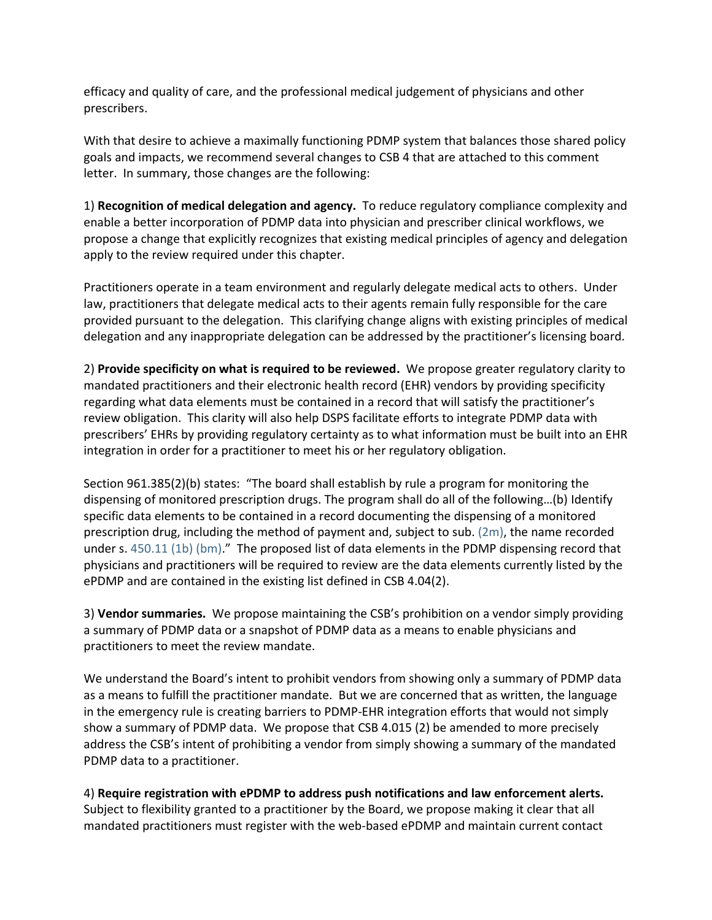efficacy and quality of care, and the professional medical judgement of physicians and other prescribers.

With that desire to achieve a maximally functioning PDMP system that balances those shared policy goals and impacts, we recommend several changes to CSB 4 that are attached to this comment letter. In summary, those changes are the following:

1) **Recognition of medical delegation and agency.** To reduce regulatory compliance complexity and enable a better incorporation of PDMP data into physician and prescriber clinical workflows, we propose a change that explicitly recognizes that existing medical principles of agency and delegation apply to the review required under this chapter.

Practitioners operate in a team environment and regularly delegate medical acts to others. Under law, practitioners that delegate medical acts to their agents remain fully responsible for the care provided pursuant to the delegation. This clarifying change aligns with existing principles of medical delegation and any inappropriate delegation can be addressed by the practitioner's licensing board.

2) **Provide specificity on what is required to be reviewed.** We propose greater regulatory clarity to mandated practitioners and their electronic health record (EHR) vendors by providing specificity regarding what data elements must be contained in a record that will satisfy the practitioner's review obligation. This clarity will also help DSPS facilitate efforts to integrate PDMP data with prescribers' EHRs by providing regulatory certainty as to what information must be built into an EHR integration in order for a practitioner to meet his or her regulatory obligation.

Section 961.385(2)(b) states: "The board shall establish by rule a program for monitoring the dispensing of monitored prescription drugs. The program shall do all of the following…(b) Identify specific data elements to be contained in a record documenting the dispensing of a monitored prescription drug, including the method of payment and, subject to sub. (2m), the name recorded under s. 450.11 (1b) (bm)." The proposed list of data elements in the PDMP dispensing record that physicians and practitioners will be required to review are the data elements currently listed by the ePDMP and are contained in the existing list defined in CSB 4.04(2).

3) **Vendor summaries.** We propose maintaining the CSB's prohibition on a vendor simply providing a summary of PDMP data or a snapshot of PDMP data as a means to enable physicians and practitioners to meet the review mandate.

We understand the Board's intent to prohibit vendors from showing only a summary of PDMP data as a means to fulfill the practitioner mandate. But we are concerned that as written, the language in the emergency rule is creating barriers to PDMP-EHR integration efforts that would not simply show a summary of PDMP data. We propose that CSB 4.015 (2) be amended to more precisely address the CSB's intent of prohibiting a vendor from simply showing a summary of the mandated PDMP data to a practitioner.

4) **Require registration with ePDMP to address push notifications and law enforcement alerts.** Subject to flexibility granted to a practitioner by the Board, we propose making it clear that all mandated practitioners must register with the web-based ePDMP and maintain current contact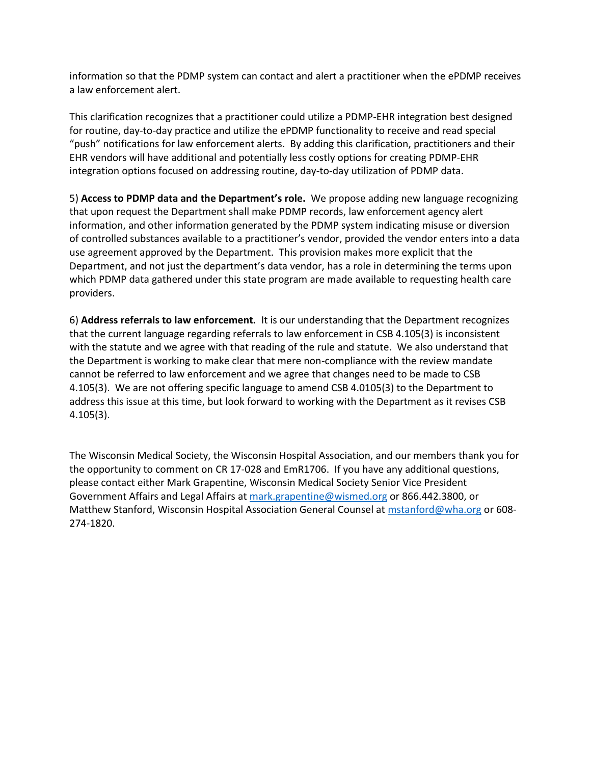information so that the PDMP system can contact and alert a practitioner when the ePDMP receives a law enforcement alert.

This clarification recognizes that a practitioner could utilize a PDMP-EHR integration best designed for routine, day-to-day practice and utilize the ePDMP functionality to receive and read special "push" notifications for law enforcement alerts. By adding this clarification, practitioners and their EHR vendors will have additional and potentially less costly options for creating PDMP-EHR integration options focused on addressing routine, day-to-day utilization of PDMP data.

5) **Access to PDMP data and the Department's role.** We propose adding new language recognizing that upon request the Department shall make PDMP records, law enforcement agency alert information, and other information generated by the PDMP system indicating misuse or diversion of controlled substances available to a practitioner's vendor, provided the vendor enters into a data use agreement approved by the Department. This provision makes more explicit that the Department, and not just the department's data vendor, has a role in determining the terms upon which PDMP data gathered under this state program are made available to requesting health care providers.

6) **Address referrals to law enforcement.** It is our understanding that the Department recognizes that the current language regarding referrals to law enforcement in CSB 4.105(3) is inconsistent with the statute and we agree with that reading of the rule and statute. We also understand that the Department is working to make clear that mere non-compliance with the review mandate cannot be referred to law enforcement and we agree that changes need to be made to CSB 4.105(3). We are not offering specific language to amend CSB 4.0105(3) to the Department to address this issue at this time, but look forward to working with the Department as it revises CSB 4.105(3).

The Wisconsin Medical Society, the Wisconsin Hospital Association, and our members thank you for the opportunity to comment on CR 17-028 and EmR1706. If you have any additional questions, please contact either Mark Grapentine, Wisconsin Medical Society Senior Vice President Government Affairs and Legal Affairs at mark.grapentine@wismed.org or 866.442.3800, or Matthew Stanford, Wisconsin Hospital Association General Counsel at mstanford@wha.org or 608-274-1820.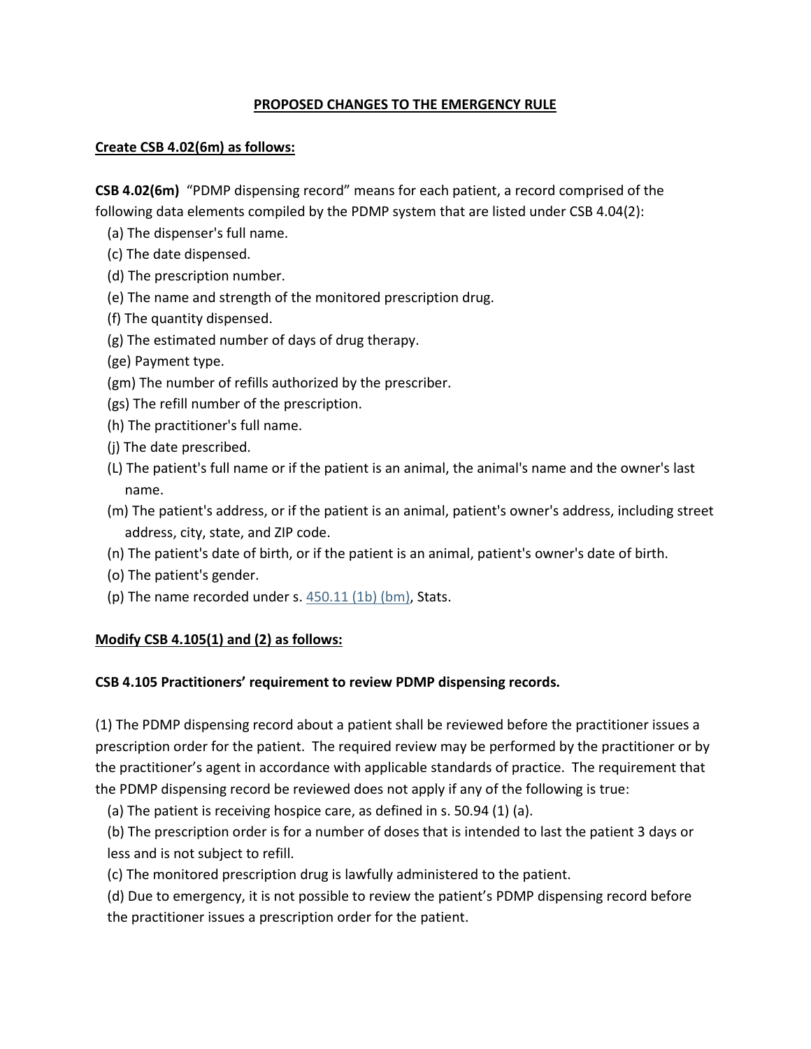**PROPOSED CHANGES TO THE EMERGENCY RULE**

**Create CSB 4.02(6m) as follows:**

**CSB 4.02(6m)** "PDMP dispensing record" means for each patient, a record comprised of the following data elements compiled by the PDMP system that are listed under CSB 4.04(2):

(a) The dispenser's full name.
(c) The date dispensed.
(d) The prescription number.
(e) The name and strength of the monitored prescription drug.
(f) The quantity dispensed.
(g) The estimated number of days of drug therapy.
(ge) Payment type.
(gm) The number of refills authorized by the prescriber.
(gs) The refill number of the prescription.
(h) The practitioner's full name.
(j) The date prescribed.
(L) The patient's full name or if the patient is an animal, the animal's name and the owner's last name.
(m) The patient's address, or if the patient is an animal, patient's owner's address, including street address, city, state, and ZIP code.
(n) The patient's date of birth, or if the patient is an animal, patient's owner's date of birth.
(o) The patient's gender.
(p) The name recorded under s. 450.11 (1b) (bm), Stats.

**Modify CSB 4.105(1) and (2) as follows:**

**CSB 4.105 Practitioners' requirement to review PDMP dispensing records.**

(1) The PDMP dispensing record about a patient shall be reviewed before the practitioner issues a prescription order for the patient. The required review may be performed by the practitioner or by the practitioner's agent in accordance with applicable standards of practice. The requirement that the PDMP dispensing record be reviewed does not apply if any of the following is true:

(a) The patient is receiving hospice care, as defined in s. 50.94 (1) (a).
(b) The prescription order is for a number of doses that is intended to last the patient 3 days or less and is not subject to refill.
(c) The monitored prescription drug is lawfully administered to the patient.
(d) Due to emergency, it is not possible to review the patient's PDMP dispensing record before the practitioner issues a prescription order for the patient.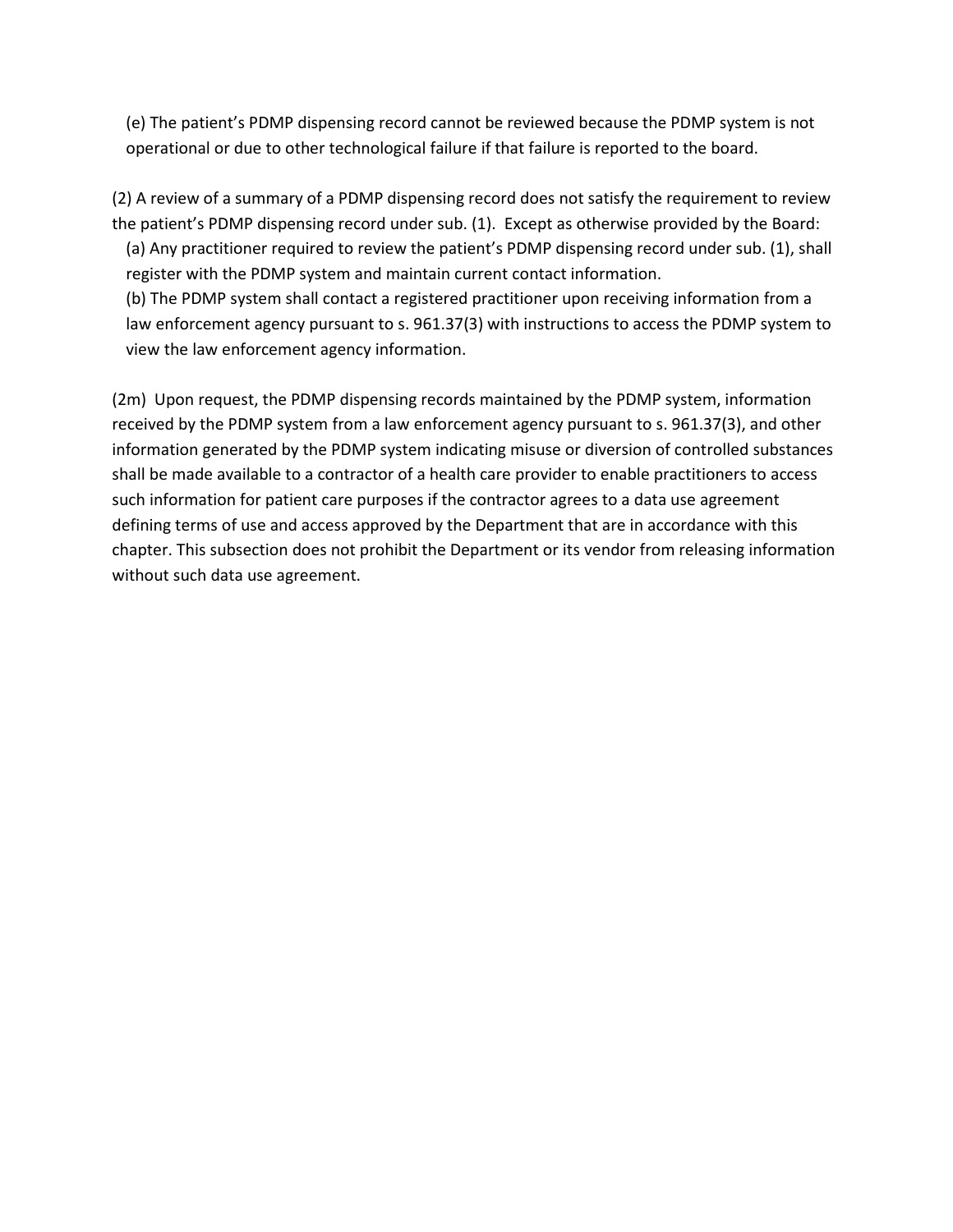(e) The patient's PDMP dispensing record cannot be reviewed because the PDMP system is not operational or due to other technological failure if that failure is reported to the board.

(2) A review of a summary of a PDMP dispensing record does not satisfy the requirement to review the patient's PDMP dispensing record under sub. (1). Except as otherwise provided by the Board:

(a) Any practitioner required to review the patient's PDMP dispensing record under sub. (1), shall register with the PDMP system and maintain current contact information.

(b) The PDMP system shall contact a registered practitioner upon receiving information from a law enforcement agency pursuant to s. 961.37(3) with instructions to access the PDMP system to view the law enforcement agency information.

(2m) Upon request, the PDMP dispensing records maintained by the PDMP system, information received by the PDMP system from a law enforcement agency pursuant to s. 961.37(3), and other information generated by the PDMP system indicating misuse or diversion of controlled substances shall be made available to a contractor of a health care provider to enable practitioners to access such information for patient care purposes if the contractor agrees to a data use agreement defining terms of use and access approved by the Department that are in accordance with this chapter. This subsection does not prohibit the Department or its vendor from releasing information without such data use agreement.